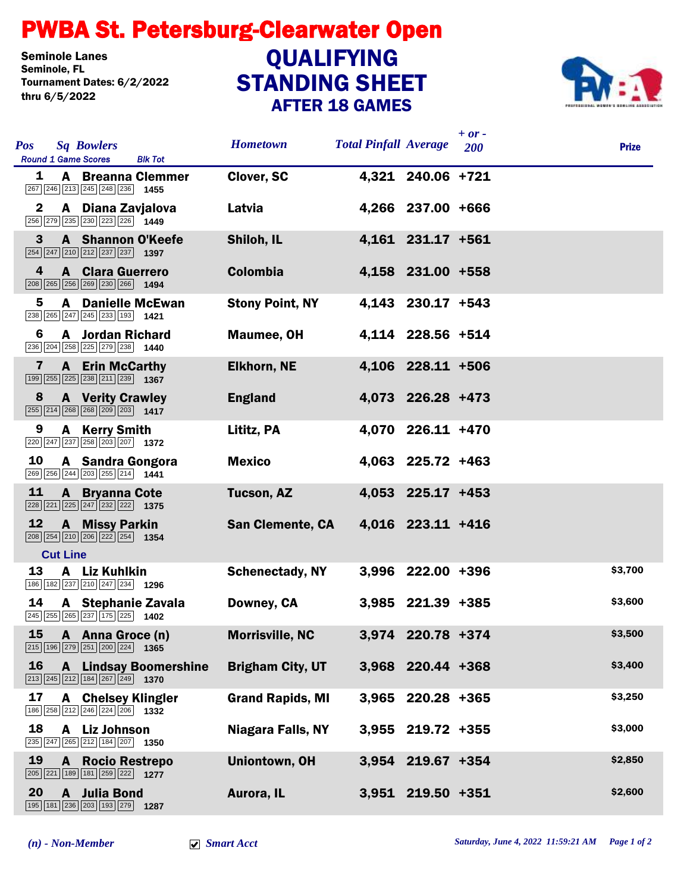# PWBA St. Petersburg-Clearwater Open

Seminole Lanes
Seminole, FL
Tournament Dates: 6/2/2022 thru 6/5/2022

## QUALIFYING STANDING SHEET
### AFTER 18 GAMES

| Pos | Sq | Bowlers | Round 1 Game Scores | Blk Tot | Hometown | Total Pinfall | Average | + or - 200 | Prize |
|---|---|---|---|---|---|---|---|---|---|
| 1 | A | Breanna Clemmer | 267 246 213 245 248 236 | 1455 | Clover, SC | 4,321 | 240.06 | +721 | |
| 2 | A | Diana Zavjalova | 256 279 235 230 223 226 | 1449 | Latvia | 4,266 | 237.00 | +666 | |
| 3 | A | Shannon O'Keefe | 254 247 210 212 237 237 | 1397 | Shiloh, IL | 4,161 | 231.17 | +561 | |
| 4 | A | Clara Guerrero | 208 265 256 269 230 266 | 1494 | Colombia | 4,158 | 231.00 | +558 | |
| 5 | A | Danielle McEwan | 238 265 247 245 233 193 | 1421 | Stony Point, NY | 4,143 | 230.17 | +543 | |
| 6 | A | Jordan Richard | 236 204 258 225 279 238 | 1440 | Maumee, OH | 4,114 | 228.56 | +514 | |
| 7 | A | Erin McCarthy | 199 255 225 238 211 239 | 1367 | Elkhorn, NE | 4,106 | 228.11 | +506 | |
| 8 | A | Verity Crawley | 255 214 268 268 209 203 | 1417 | England | 4,073 | 226.28 | +473 | |
| 9 | A | Kerry Smith | 220 247 237 258 203 207 | 1372 | Lititz, PA | 4,070 | 226.11 | +470 | |
| 10 | A | Sandra Gongora | 269 256 244 203 255 214 | 1441 | Mexico | 4,063 | 225.72 | +463 | |
| 11 | A | Bryanna Cote | 228 221 225 247 232 222 | 1375 | Tucson, AZ | 4,053 | 225.17 | +453 | |
| 12 | A | Missy Parkin | 208 254 210 206 222 254 | 1354 | San Clemente, CA | 4,016 | 223.11 | +416 | |
| **Cut Line** | | | | | | | | | |
| 13 | A | Liz Kuhlkin | 186 182 237 210 247 234 | 1296 | Schenectady, NY | 3,996 | 222.00 | +396 | $3,700 |
| 14 | A | Stephanie Zavala | 245 255 265 237 175 225 | 1402 | Downey, CA | 3,985 | 221.39 | +385 | $3,600 |
| 15 | A | Anna Groce (n) | 215 196 279 251 200 224 | 1365 | Morrisville, NC | 3,974 | 220.78 | +374 | $3,500 |
| 16 | A | Lindsay Boomershine | 213 245 212 184 267 249 | 1370 | Brigham City, UT | 3,968 | 220.44 | +368 | $3,400 |
| 17 | A | Chelsey Klingler | 186 258 212 246 224 206 | 1332 | Grand Rapids, MI | 3,965 | 220.28 | +365 | $3,250 |
| 18 | A | Liz Johnson | 235 247 265 212 184 207 | 1350 | Niagara Falls, NY | 3,955 | 219.72 | +355 | $3,000 |
| 19 | A | Rocio Restrepo | 205 221 189 181 259 222 | 1277 | Uniontown, OH | 3,954 | 219.67 | +354 | $2,850 |
| 20 | A | Julia Bond | 195 181 236 203 193 279 | 1287 | Aurora, IL | 3,951 | 219.50 | +351 | $2,600 |

*(n) - Non-Member*  ☑ *Smart Acct*

*Saturday, June 4, 2022 11:59:21 AM*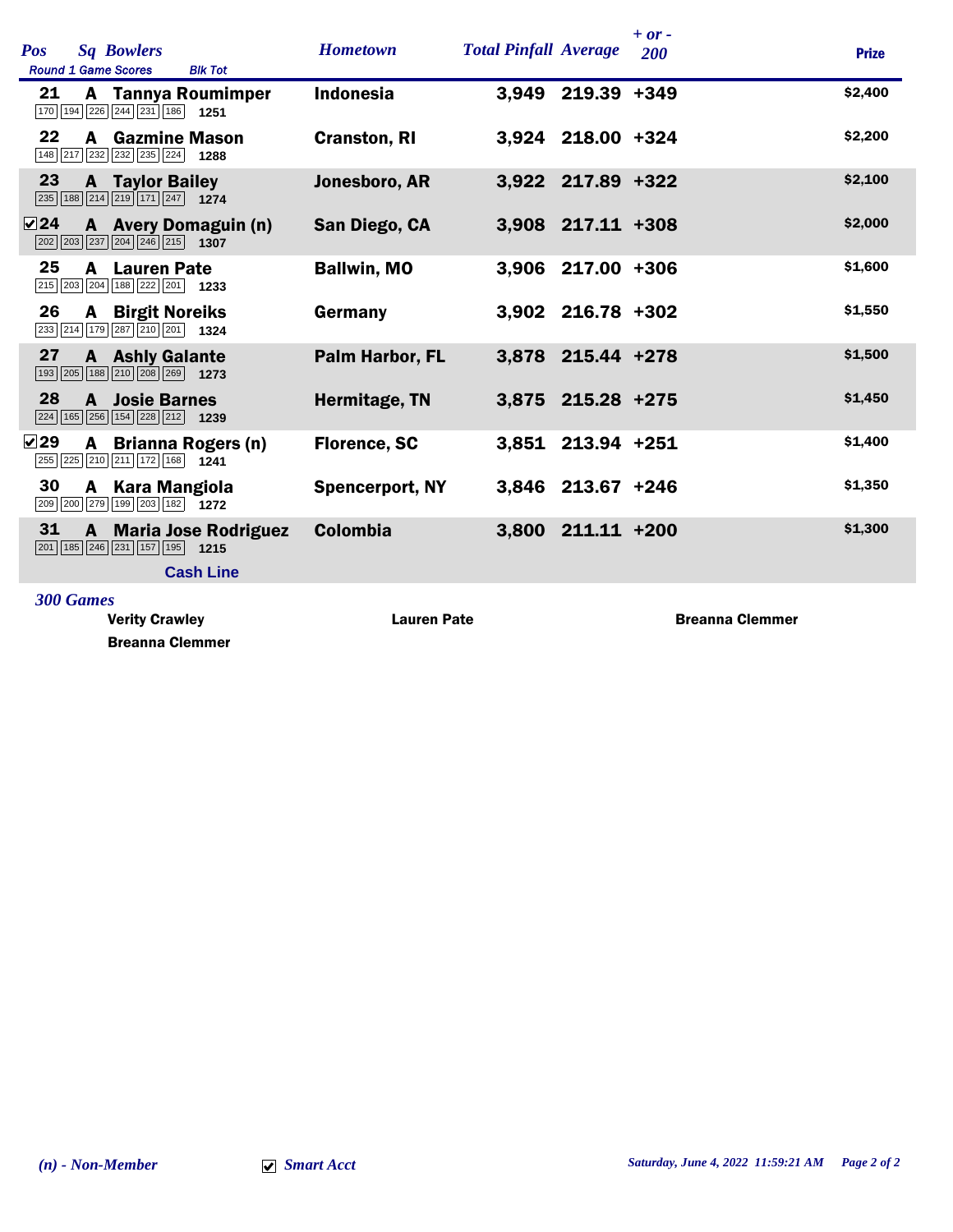| Pos | Sq | Bowlers | Hometown | Total Pinfall | Average | + or - 200 | Prize |
|---|---|---|---|---|---|---|---|
| Round 1 Game Scores | | Blk Tot | | | | | |
| 21 | A | Tannya Roumimper | Indonesia | 3,949 | 219.39 | +349 | $2,400 |
| 170 194 226 244 231 186 | | 1251 | | | | | |
| 22 | A | Gazmine Mason | Cranston, RI | 3,924 | 218.00 | +324 | $2,200 |
| 148 217 232 232 235 224 | | 1288 | | | | | |
| 23 | A | Taylor Bailey | Jonesboro, AR | 3,922 | 217.89 | +322 | $2,100 |
| 235 188 214 219 171 247 | | 1274 | | | | | |
| ☑24 | A | Avery Domaguin (n) | San Diego, CA | 3,908 | 217.11 | +308 | $2,000 |
| 202 203 237 204 246 215 | | 1307 | | | | | |
| 25 | A | Lauren Pate | Ballwin, MO | 3,906 | 217.00 | +306 | $1,600 |
| 215 203 204 188 222 201 | | 1233 | | | | | |
| 26 | A | Birgit Noreiks | Germany | 3,902 | 216.78 | +302 | $1,550 |
| 233 214 179 287 210 201 | | 1324 | | | | | |
| 27 | A | Ashly Galante | Palm Harbor, FL | 3,878 | 215.44 | +278 | $1,500 |
| 193 205 188 210 208 269 | | 1273 | | | | | |
| 28 | A | Josie Barnes | Hermitage, TN | 3,875 | 215.28 | +275 | $1,450 |
| 224 165 256 154 228 212 | | 1239 | | | | | |
| ☑29 | A | Brianna Rogers (n) | Florence, SC | 3,851 | 213.94 | +251 | $1,400 |
| 255 225 210 211 172 168 | | 1241 | | | | | |
| 30 | A | Kara Mangiola | Spencerport, NY | 3,846 | 213.67 | +246 | $1,350 |
| 209 200 279 199 203 182 | | 1272 | | | | | |
| 31 | A | Maria Jose Rodriguez | Colombia | 3,800 | 211.11 | +200 | $1,300 |
| 201 185 246 231 157 195 | | 1215 | | | | | |

**Cash Line**

*300 Games*

**Verity Crawley** | **Lauren Pate** | **Breanna Clemmer**

**Breanna Clemmer**

*(n) - Non-Member* ☑ *Smart Acct*

*Saturday, June 4, 2022 11:59:21 AM*